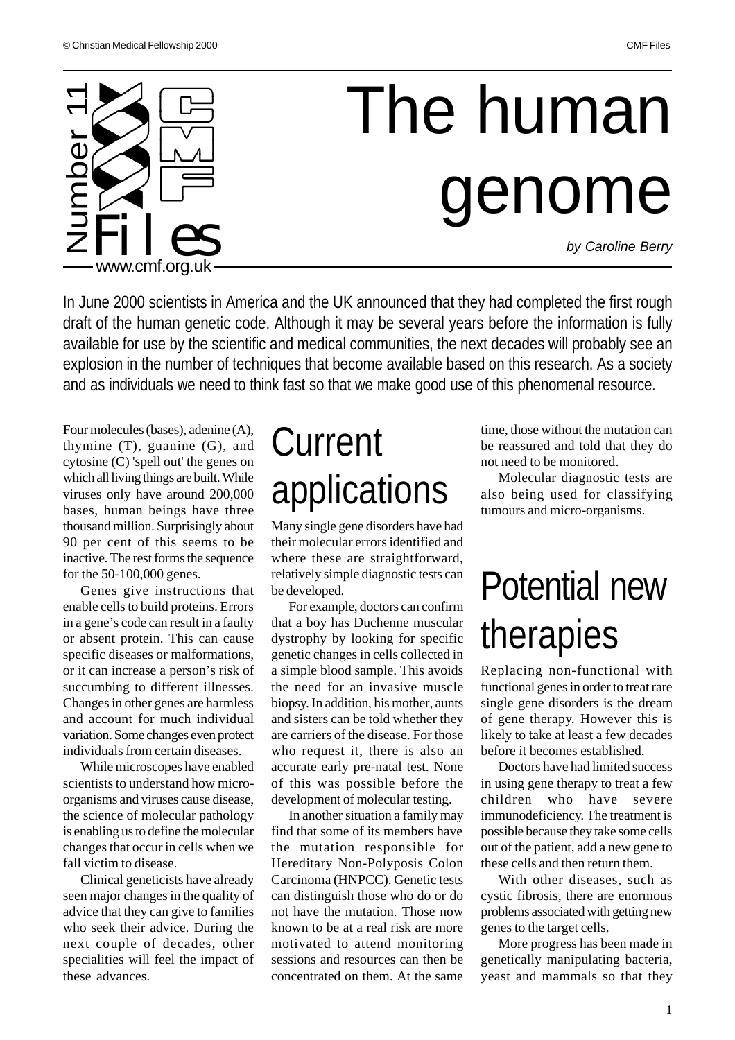# The human genome

*by Caroline Berry*

In June 2000 scientists in America and the UK announced that they had completed the first rough draft of the human genetic code. Although it may be several years before the information is fully available for use by the scientific and medical communities, the next decades will probably see an explosion in the number of techniques that become available based on this research. As a society and as individuals we need to think fast so that we make good use of this phenomenal resource.

Four molecules (bases), adenine (A), thymine (T), guanine (G), and cytosine (C) 'spell out' the genes on which all living things are built. While viruses only have around 200,000 bases, human beings have three thousand million. Surprisingly about 90 per cent of this seems to be inactive. The rest forms the sequence for the 50-100,000 genes.

Genes give instructions that enable cells to build proteins. Errors in a gene's code can result in a faulty or absent protein. This can cause specific diseases or malformations, or it can increase a person's risk of succumbing to different illnesses. Changes in other genes are harmless and account for much individual variation. Some changes even protect individuals from certain diseases.

While microscopes have enabled scientists to understand how micro-organisms and viruses cause disease, the science of molecular pathology is enabling us to define the molecular changes that occur in cells when we fall victim to disease.

Clinical geneticists have already seen major changes in the quality of advice that they can give to families who seek their advice. During the next couple of decades, other specialities will feel the impact of these advances.

## Current applications

Many single gene disorders have had their molecular errors identified and where these are straightforward, relatively simple diagnostic tests can be developed.

For example, doctors can confirm that a boy has Duchenne muscular dystrophy by looking for specific genetic changes in cells collected in a simple blood sample. This avoids the need for an invasive muscle biopsy. In addition, his mother, aunts and sisters can be told whether they are carriers of the disease. For those who request it, there is also an accurate early pre-natal test. None of this was possible before the development of molecular testing.

In another situation a family may find that some of its members have the mutation responsible for Hereditary Non-Polyposis Colon Carcinoma (HNPCC). Genetic tests can distinguish those who do or do not have the mutation. Those now known to be at a real risk are more motivated to attend monitoring sessions and resources can then be concentrated on them. At the same time, those without the mutation can be reassured and told that they do not need to be monitored.

Molecular diagnostic tests are also being used for classifying tumours and micro-organisms.

## Potential new therapies

Replacing non-functional with functional genes in order to treat rare single gene disorders is the dream of gene therapy. However this is likely to take at least a few decades before it becomes established.

Doctors have had limited success in using gene therapy to treat a few children who have severe immunodeficiency. The treatment is possible because they take some cells out of the patient, add a new gene to these cells and then return them.

With other diseases, such as cystic fibrosis, there are enormous problems associated with getting new genes to the target cells.

More progress has been made in genetically manipulating bacteria, yeast and mammals so that they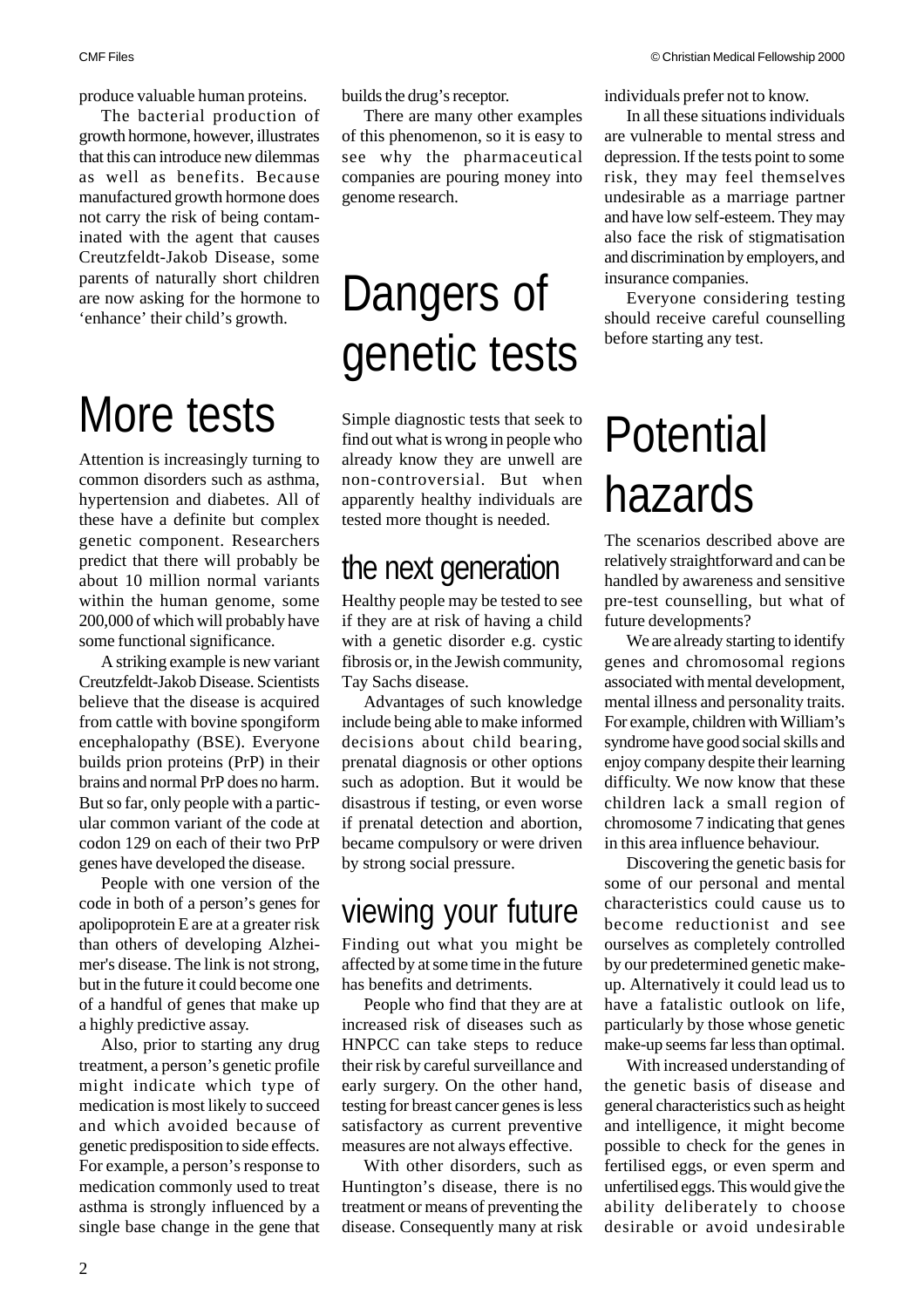produce valuable human proteins.

The bacterial production of growth hormone, however, illustrates that this can introduce new dilemmas as well as benefits. Because manufactured growth hormone does not carry the risk of being contaminated with the agent that causes Creutzfeldt-Jakob Disease, some parents of naturally short children are now asking for the hormone to 'enhance' their child's growth.

# More tests

Attention is increasingly turning to common disorders such as asthma, hypertension and diabetes. All of these have a definite but complex genetic component. Researchers predict that there will probably be about 10 million normal variants within the human genome, some 200,000 of which will probably have some functional significance.

A striking example is new variant Creutzfeldt-Jakob Disease. Scientists believe that the disease is acquired from cattle with bovine spongiform encephalopathy (BSE). Everyone builds prion proteins (PrP) in their brains and normal PrP does no harm. But so far, only people with a particular common variant of the code at codon 129 on each of their two PrP genes have developed the disease.

People with one version of the code in both of a person's genes for apolipoprotein E are at a greater risk than others of developing Alzheimer's disease. The link is not strong, but in the future it could become one of a handful of genes that make up a highly predictive assay.

Also, prior to starting any drug treatment, a person's genetic profile might indicate which type of medication is most likely to succeed and which avoided because of genetic predisposition to side effects. For example, a person's response to medication commonly used to treat asthma is strongly influenced by a single base change in the gene that builds the drug's receptor.

There are many other examples of this phenomenon, so it is easy to see why the pharmaceutical companies are pouring money into genome research.

# Dangers of genetic tests

Simple diagnostic tests that seek to find out what is wrong in people who already know they are unwell are non-controversial. But when apparently healthy individuals are tested more thought is needed.

## the next generation

Healthy people may be tested to see if they are at risk of having a child with a genetic disorder e.g. cystic fibrosis or, in the Jewish community, Tay Sachs disease.

Advantages of such knowledge include being able to make informed decisions about child bearing, prenatal diagnosis or other options such as adoption. But it would be disastrous if testing, or even worse if prenatal detection and abortion, became compulsory or were driven by strong social pressure.

## viewing your future

Finding out what you might be affected by at some time in the future has benefits and detriments.

People who find that they are at increased risk of diseases such as HNPCC can take steps to reduce their risk by careful surveillance and early surgery. On the other hand, testing for breast cancer genes is less satisfactory as current preventive measures are not always effective.

With other disorders, such as Huntington's disease, there is no treatment or means of preventing the disease. Consequently many at risk individuals prefer not to know.

In all these situations individuals are vulnerable to mental stress and depression. If the tests point to some risk, they may feel themselves undesirable as a marriage partner and have low self-esteem. They may also face the risk of stigmatisation and discrimination by employers, and insurance companies.

Everyone considering testing should receive careful counselling before starting any test.

# Potential hazards

The scenarios described above are relatively straightforward and can be handled by awareness and sensitive pre-test counselling, but what of future developments?

We are already starting to identify genes and chromosomal regions associated with mental development, mental illness and personality traits. For example, children with William's syndrome have good social skills and enjoy company despite their learning difficulty. We now know that these children lack a small region of chromosome 7 indicating that genes in this area influence behaviour.

Discovering the genetic basis for some of our personal and mental characteristics could cause us to become reductionist and see ourselves as completely controlled by our predetermined genetic make-up. Alternatively it could lead us to have a fatalistic outlook on life, particularly by those whose genetic make-up seems far less than optimal.

With increased understanding of the genetic basis of disease and general characteristics such as height and intelligence, it might become possible to check for the genes in fertilised eggs, or even sperm and unfertilised eggs. This would give the ability deliberately to choose desirable or avoid undesirable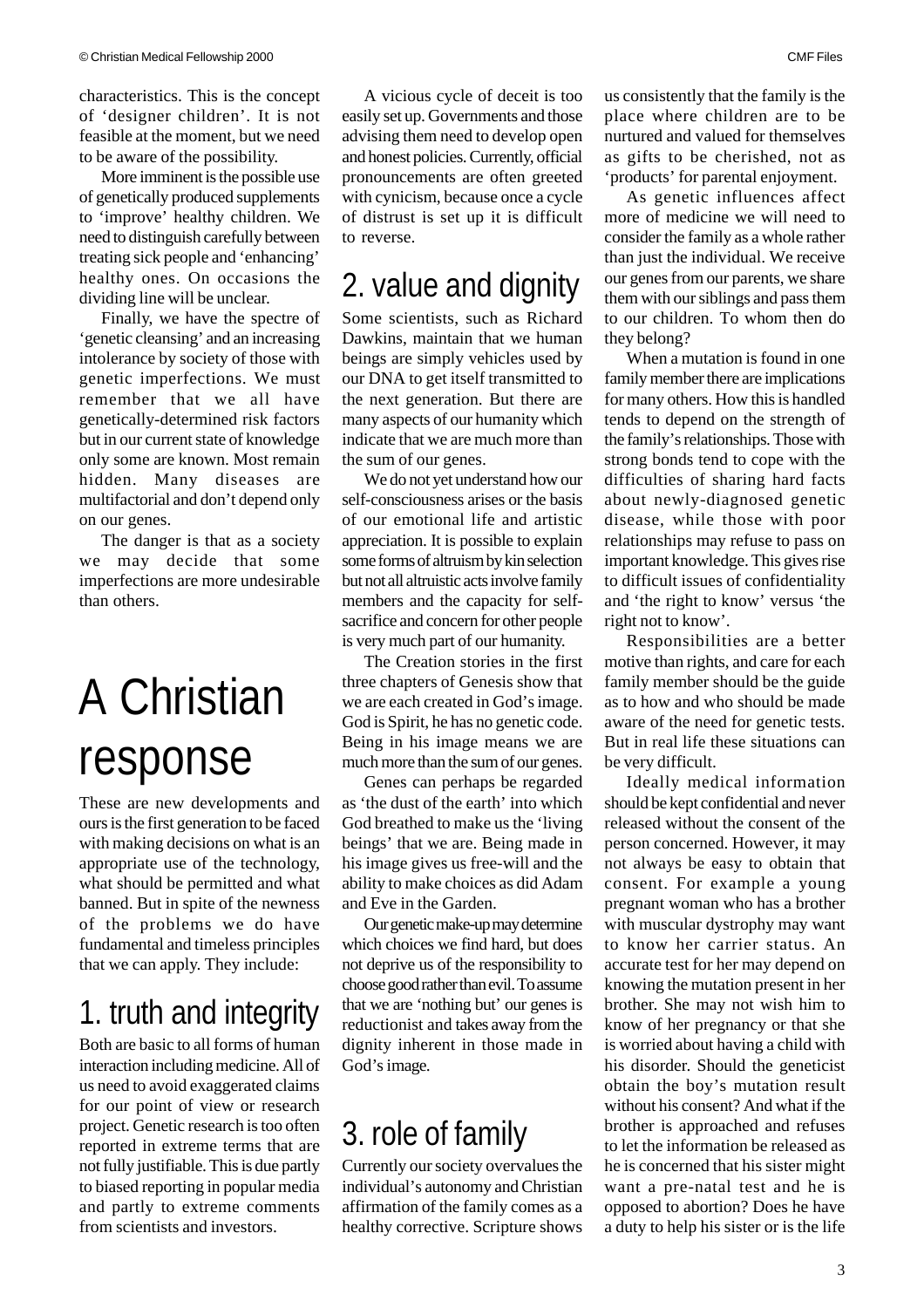characteristics. This is the concept of 'designer children'. It is not feasible at the moment, but we need to be aware of the possibility.

More imminent is the possible use of genetically produced supplements to 'improve' healthy children. We need to distinguish carefully between treating sick people and 'enhancing' healthy ones. On occasions the dividing line will be unclear.

Finally, we have the spectre of 'genetic cleansing' and an increasing intolerance by society of those with genetic imperfections. We must remember that we all have genetically-determined risk factors but in our current state of knowledge only some are known. Most remain hidden. Many diseases are multifactorial and don't depend only on our genes.

The danger is that as a society we may decide that some imperfections are more undesirable than others.

# A Christian response

These are new developments and ours is the first generation to be faced with making decisions on what is an appropriate use of the technology, what should be permitted and what banned. But in spite of the newness of the problems we do have fundamental and timeless principles that we can apply. They include:

## 1. truth and integrity

Both are basic to all forms of human interaction including medicine. All of us need to avoid exaggerated claims for our point of view or research project. Genetic research is too often reported in extreme terms that are not fully justifiable. This is due partly to biased reporting in popular media and partly to extreme comments from scientists and investors.

A vicious cycle of deceit is too easily set up. Governments and those advising them need to develop open and honest policies. Currently, official pronouncements are often greeted with cynicism, because once a cycle of distrust is set up it is difficult to reverse.

## 2. value and dignity

Some scientists, such as Richard Dawkins, maintain that we human beings are simply vehicles used by our DNA to get itself transmitted to the next generation. But there are many aspects of our humanity which indicate that we are much more than the sum of our genes.

We do not yet understand how our self-consciousness arises or the basis of our emotional life and artistic appreciation. It is possible to explain some forms of altruism by kin selection but not all altruistic acts involve family members and the capacity for self-sacrifice and concern for other people is very much part of our humanity.

The Creation stories in the first three chapters of Genesis show that we are each created in God's image. God is Spirit, he has no genetic code. Being in his image means we are much more than the sum of our genes.

Genes can perhaps be regarded as 'the dust of the earth' into which God breathed to make us the 'living beings' that we are. Being made in his image gives us free-will and the ability to make choices as did Adam and Eve in the Garden.

Our genetic make-up may determine which choices we find hard, but does not deprive us of the responsibility to choose good rather than evil. To assume that we are 'nothing but' our genes is reductionist and takes away from the dignity inherent in those made in God's image.

## 3. role of family

Currently our society overvalues the individual's autonomy and Christian affirmation of the family comes as a healthy corrective. Scripture shows us consistently that the family is the place where children are to be nurtured and valued for themselves as gifts to be cherished, not as 'products' for parental enjoyment.

As genetic influences affect more of medicine we will need to consider the family as a whole rather than just the individual. We receive our genes from our parents, we share them with our siblings and pass them to our children. To whom then do they belong?

When a mutation is found in one family member there are implications for many others. How this is handled tends to depend on the strength of the family's relationships. Those with strong bonds tend to cope with the difficulties of sharing hard facts about newly-diagnosed genetic disease, while those with poor relationships may refuse to pass on important knowledge. This gives rise to difficult issues of confidentiality and 'the right to know' versus 'the right not to know'.

Responsibilities are a better motive than rights, and care for each family member should be the guide as to how and who should be made aware of the need for genetic tests. But in real life these situations can be very difficult.

Ideally medical information should be kept confidential and never released without the consent of the person concerned. However, it may not always be easy to obtain that consent. For example a young pregnant woman who has a brother with muscular dystrophy may want to know her carrier status. An accurate test for her may depend on knowing the mutation present in her brother. She may not wish him to know of her pregnancy or that she is worried about having a child with his disorder. Should the geneticist obtain the boy's mutation result without his consent? And what if the brother is approached and refuses to let the information be released as he is concerned that his sister might want a pre-natal test and he is opposed to abortion? Does he have a duty to help his sister or is the life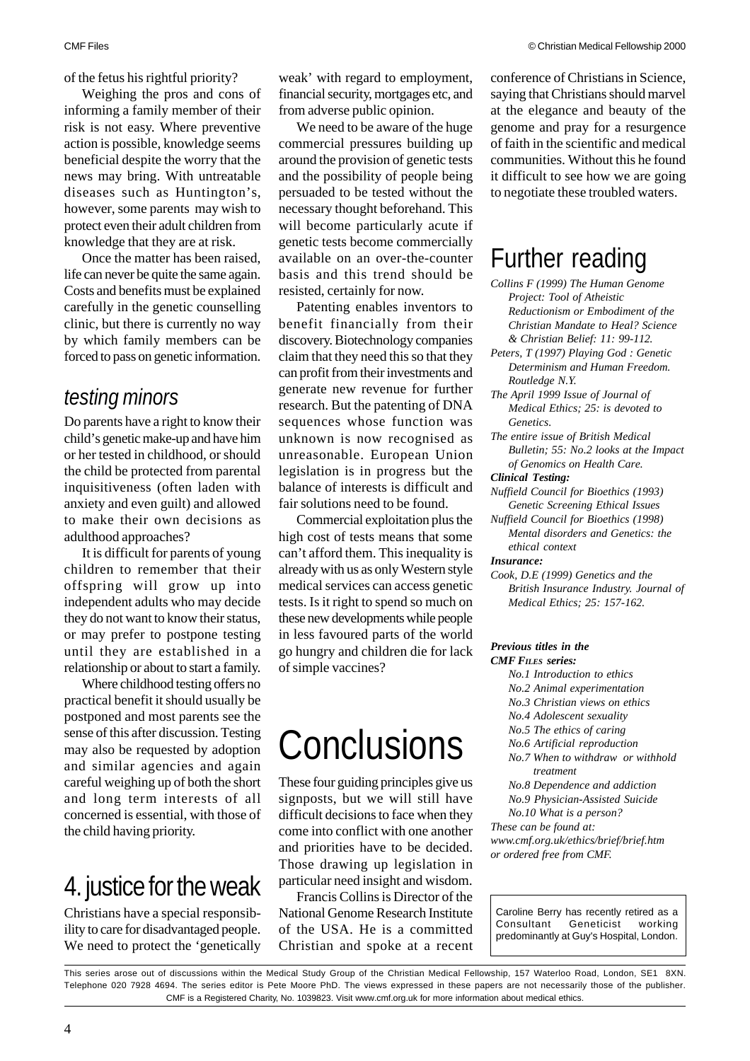of the fetus his rightful priority?

Weighing the pros and cons of informing a family member of their risk is not easy. Where preventive action is possible, knowledge seems beneficial despite the worry that the news may bring. With untreatable diseases such as Huntington's, however, some parents may wish to protect even their adult children from knowledge that they are at risk.

Once the matter has been raised, life can never be quite the same again. Costs and benefits must be explained carefully in the genetic counselling clinic, but there is currently no way by which family members can be forced to pass on genetic information.

## testing minors

Do parents have a right to know their child's genetic make-up and have him or her tested in childhood, or should the child be protected from parental inquisitiveness (often laden with anxiety and even guilt) and allowed to make their own decisions as adulthood approaches?

It is difficult for parents of young children to remember that their offspring will grow up into independent adults who may decide they do not want to know their status, or may prefer to postpone testing until they are established in a relationship or about to start a family.

Where childhood testing offers no practical benefit it should usually be postponed and most parents see the sense of this after discussion. Testing may also be requested by adoption and similar agencies and again careful weighing up of both the short and long term interests of all concerned is essential, with those of the child having priority.

## 4. justice for the weak

Christians have a special responsibility to care for disadvantaged people. We need to protect the 'genetically weak' with regard to employment, financial security, mortgages etc, and from adverse public opinion.

We need to be aware of the huge commercial pressures building up around the provision of genetic tests and the possibility of people being persuaded to be tested without the necessary thought beforehand. This will become particularly acute if genetic tests become commercially available on an over-the-counter basis and this trend should be resisted, certainly for now.

Patenting enables inventors to benefit financially from their discovery. Biotechnology companies claim that they need this so that they can profit from their investments and generate new revenue for further research. But the patenting of DNA sequences whose function was unknown is now recognised as unreasonable. European Union legislation is in progress but the balance of interests is difficult and fair solutions need to be found.

Commercial exploitation plus the high cost of tests means that some can't afford them. This inequality is already with us as only Western style medical services can access genetic tests. Is it right to spend so much on these new developments while people in less favoured parts of the world go hungry and children die for lack of simple vaccines?

# Conclusions

These four guiding principles give us signposts, but we will still have difficult decisions to face when they come into conflict with one another and priorities have to be decided. Those drawing up legislation in particular need insight and wisdom.

Francis Collins is Director of the National Genome Research Institute of the USA. He is a committed Christian and spoke at a recent conference of Christians in Science, saying that Christians should marvel at the elegance and beauty of the genome and pray for a resurgence of faith in the scientific and medical communities. Without this he found it difficult to see how we are going to negotiate these troubled waters.

# Further reading

*Collins F (1999) The Human Genome Project: Tool of Atheistic Reductionism or Embodiment of the Christian Mandate to Heal? Science & Christian Belief: 11: 99-112.*

*Peters, T (1997) Playing God : Genetic Determinism and Human Freedom. Routledge N.Y.*

*The April 1999 Issue of Journal of Medical Ethics; 25: is devoted to Genetics.*

*The entire issue of British Medical Bulletin; 55: No.2 looks at the Impact of Genomics on Health Care.*

***Clinical Testing:***

*Nuffield Council for Bioethics (1993) Genetic Screening Ethical Issues*

*Nuffield Council for Bioethics (1998) Mental disorders and Genetics: the ethical context*

***Insurance:***

*Cook, D.E (1999) Genetics and the British Insurance Industry. Journal of Medical Ethics; 25: 157-162.*

***Previous titles in the CMF Files series:***

*No.1 Introduction to ethics*
*No.2 Animal experimentation*
*No.3 Christian views on ethics*
*No.4 Adolescent sexuality*
*No.5 The ethics of caring*
*No.6 Artificial reproduction*
*No.7 When to withdraw or withhold treatment*
*No.8 Dependence and addiction*
*No.9 Physician-Assisted Suicide*
*No.10 What is a person?*

*These can be found at: www.cmf.org.uk/ethics/brief/brief.htm or ordered free from CMF.*

Caroline Berry has recently retired as a Consultant Geneticist working predominantly at Guy's Hospital, London.

This series arose out of discussions within the Medical Study Group of the Christian Medical Fellowship, 157 Waterloo Road, London, SE1 8XN. Telephone 020 7928 4694. The series editor is Pete Moore PhD. The views expressed in these papers are not necessarily those of the publisher. CMF is a Registered Charity, No. 1039823. Visit www.cmf.org.uk for more information about medical ethics.